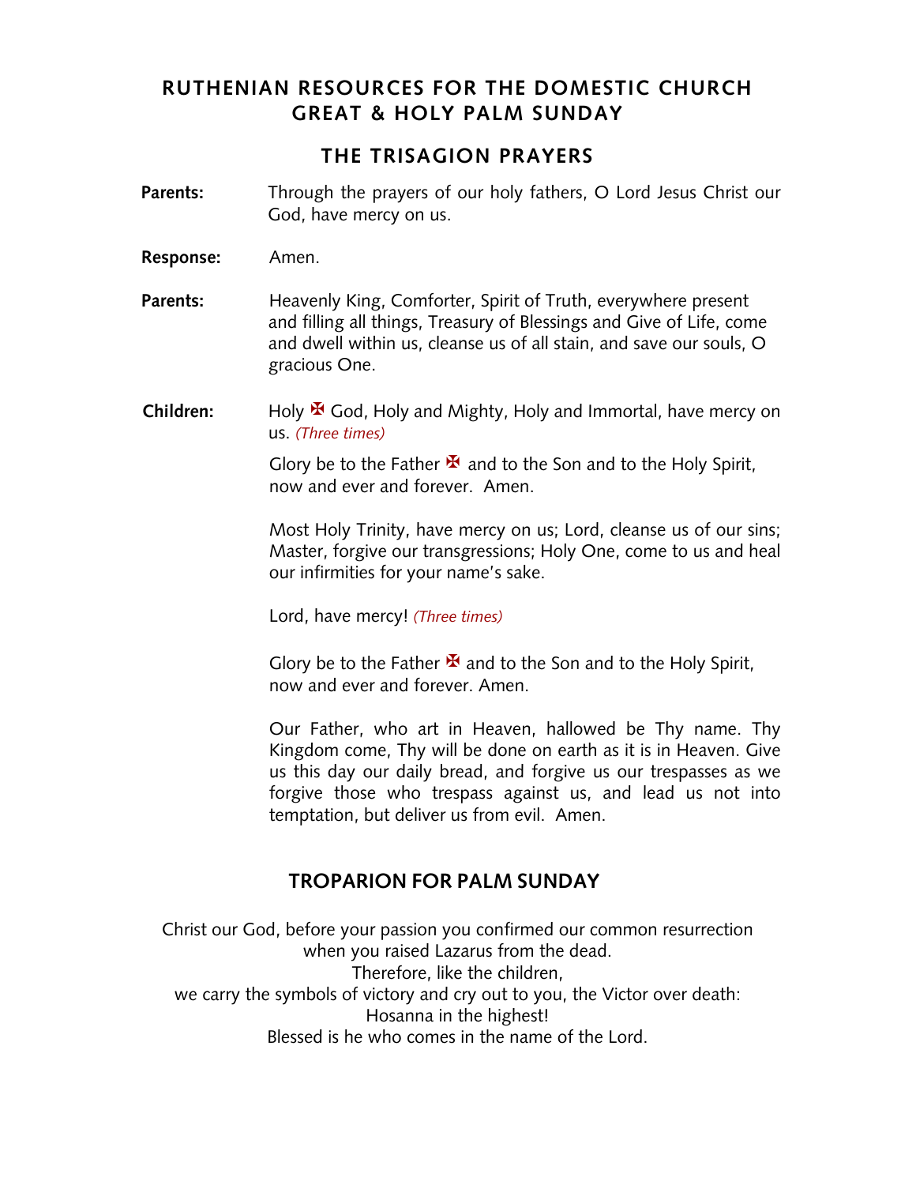# RUTHENIAN RESOURCES FOR THE DOMESTIC CHURCH
# GREAT & HOLY PALM SUNDAY

## THE TRISAGION PRAYERS

**Parents:** Through the prayers of our holy fathers, O Lord Jesus Christ our God, have mercy on us.

**Response:** Amen.

**Parents:** Heavenly King, Comforter, Spirit of Truth, everywhere present and filling all things, Treasury of Blessings and Give of Life, come and dwell within us, cleanse us of all stain, and save our souls, O gracious One.

**Children:** Holy ✠ God, Holy and Mighty, Holy and Immortal, have mercy on us. *(Three times)*

Glory be to the Father ✠ and to the Son and to the Holy Spirit, now and ever and forever. Amen.

Most Holy Trinity, have mercy on us; Lord, cleanse us of our sins; Master, forgive our transgressions; Holy One, come to us and heal our infirmities for your name's sake.

Lord, have mercy! *(Three times)*

Glory be to the Father ✠ and to the Son and to the Holy Spirit, now and ever and forever. Amen.

Our Father, who art in Heaven, hallowed be Thy name. Thy Kingdom come, Thy will be done on earth as it is in Heaven. Give us this day our daily bread, and forgive us our trespasses as we forgive those who trespass against us, and lead us not into temptation, but deliver us from evil. Amen.

## TROPARION FOR PALM SUNDAY

Christ our God, before your passion you confirmed our common resurrection
when you raised Lazarus from the dead.
Therefore, like the children,
we carry the symbols of victory and cry out to you, the Victor over death:
Hosanna in the highest!
Blessed is he who comes in the name of the Lord.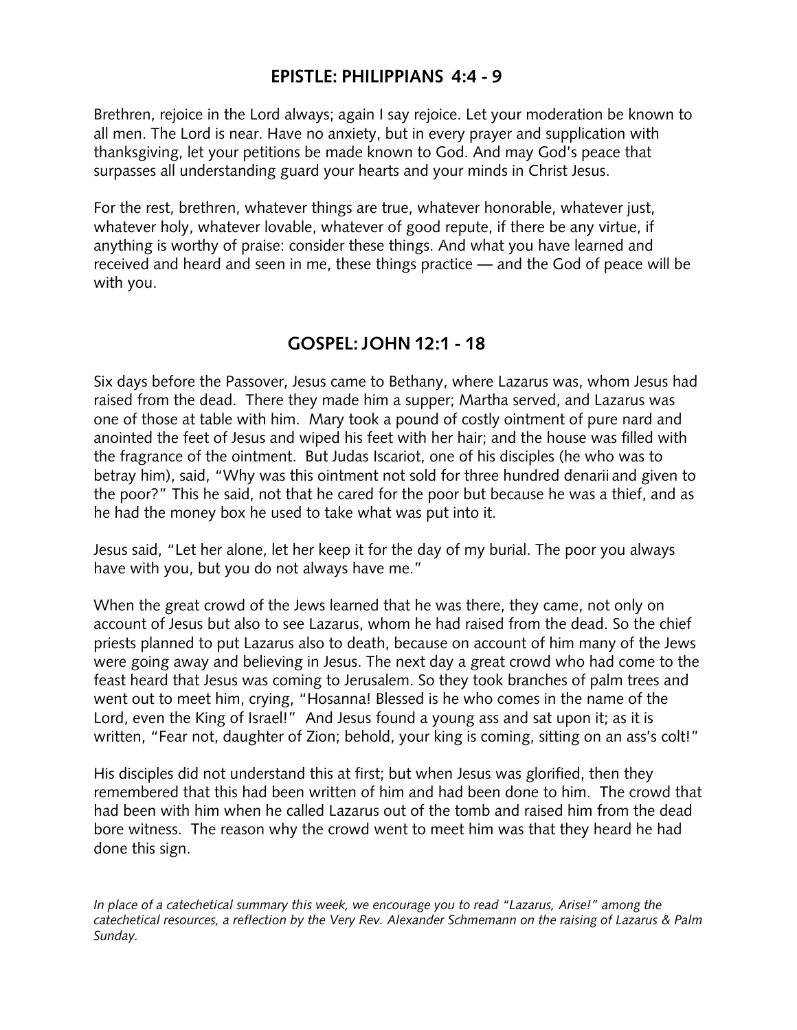## EPISTLE: PHILIPPIANS 4:4 - 9

Brethren, rejoice in the Lord always; again I say rejoice. Let your moderation be known to all men. The Lord is near. Have no anxiety, but in every prayer and supplication with thanksgiving, let your petitions be made known to God. And may God's peace that surpasses all understanding guard your hearts and your minds in Christ Jesus.

For the rest, brethren, whatever things are true, whatever honorable, whatever just, whatever holy, whatever lovable, whatever of good repute, if there be any virtue, if anything is worthy of praise: consider these things. And what you have learned and received and heard and seen in me, these things practice — and the God of peace will be with you.

## GOSPEL: JOHN 12:1 - 18

Six days before the Passover, Jesus came to Bethany, where Lazarus was, whom Jesus had raised from the dead. There they made him a supper; Martha served, and Lazarus was one of those at table with him. Mary took a pound of costly ointment of pure nard and anointed the feet of Jesus and wiped his feet with her hair; and the house was filled with the fragrance of the ointment. But Judas Iscariot, one of his disciples (he who was to betray him), said, "Why was this ointment not sold for three hundred denarii and given to the poor?" This he said, not that he cared for the poor but because he was a thief, and as he had the money box he used to take what was put into it.

Jesus said, "Let her alone, let her keep it for the day of my burial. The poor you always have with you, but you do not always have me."

When the great crowd of the Jews learned that he was there, they came, not only on account of Jesus but also to see Lazarus, whom he had raised from the dead. So the chief priests planned to put Lazarus also to death, because on account of him many of the Jews were going away and believing in Jesus. The next day a great crowd who had come to the feast heard that Jesus was coming to Jerusalem. So they took branches of palm trees and went out to meet him, crying, "Hosanna! Blessed is he who comes in the name of the Lord, even the King of Israel!" And Jesus found a young ass and sat upon it; as it is written, "Fear not, daughter of Zion; behold, your king is coming, sitting on an ass's colt!"

His disciples did not understand this at first; but when Jesus was glorified, then they remembered that this had been written of him and had been done to him. The crowd that had been with him when he called Lazarus out of the tomb and raised him from the dead bore witness. The reason why the crowd went to meet him was that they heard he had done this sign.

*In place of a catechetical summary this week, we encourage you to read "Lazarus, Arise!" among the catechetical resources, a reflection by the Very Rev. Alexander Schmemann on the raising of Lazarus & Palm Sunday.*